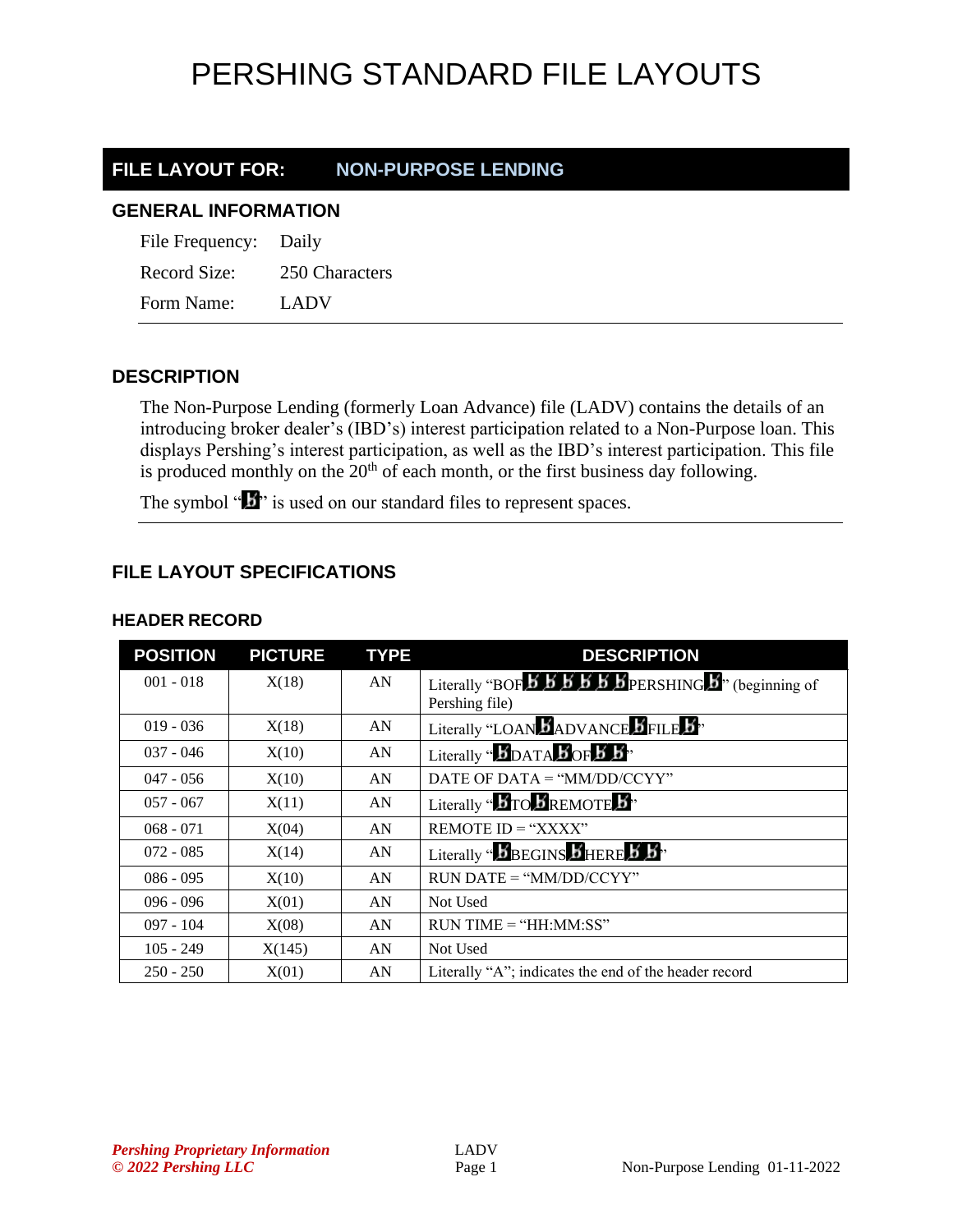# PERSHING STANDARD FILE LAYOUTS

## FILE LAYOUT FOR: NON-PURPOSE LENDING

### GENERAL INFORMATION

File Frequency: Daily

Record Size: 250 Characters

Form Name: LADV

### DESCRIPTION

The Non-Purpose Lending (formerly Loan Advance) file (LADV) contains the details of an introducing broker dealer's (IBD's) interest participation related to a Non-Purpose loan. This displays Pershing's interest participation, as well as the IBD's interest participation. This file is produced monthly on the 20th of each month, or the first business day following.

The symbol "b̸" is used on our standard files to represent spaces.

### FILE LAYOUT SPECIFICATIONS

#### HEADER RECORD

| POSITION | PICTURE | TYPE | DESCRIPTION |
|---|---|---|---|
| 001 - 018 | X(18) | AN | Literally "BOFb̸b̸b̸b̸b̸b̸PERSHINGb̸" (beginning of Pershing file) |
| 019 - 036 | X(18) | AN | Literally "LOANb̸ADVANCEb̸FILEb̸" |
| 037 - 046 | X(10) | AN | Literally "b̸DATAb̸OFb̸b̸" |
| 047 - 056 | X(10) | AN | DATE OF DATA = "MM/DD/CCYY" |
| 057 - 067 | X(11) | AN | Literally "b̸TOb̸REMOTEb̸" |
| 068 - 071 | X(04) | AN | REMOTE ID = "XXXX" |
| 072 - 085 | X(14) | AN | Literally "b̸BEGINSb̸HEREb̸b̸" |
| 086 - 095 | X(10) | AN | RUN DATE = "MM/DD/CCYY" |
| 096 - 096 | X(01) | AN | Not Used |
| 097 - 104 | X(08) | AN | RUN TIME = "HH:MM:SS" |
| 105 - 249 | X(145) | AN | Not Used |
| 250 - 250 | X(01) | AN | Literally "A"; indicates the end of the header record |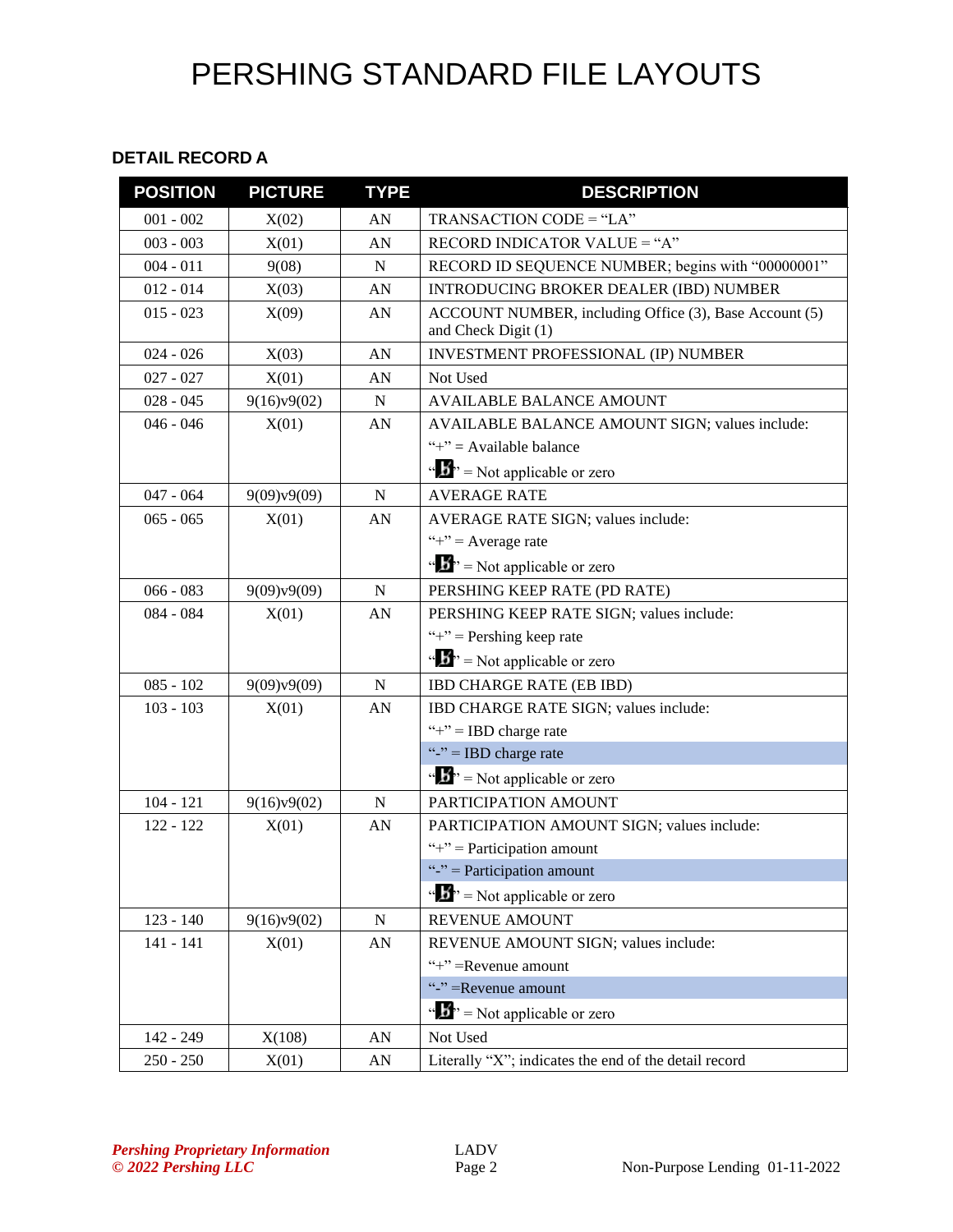# PERSHING STANDARD FILE LAYOUTS

### DETAIL RECORD A

| POSITION | PICTURE | TYPE | DESCRIPTION |
|---|---|---|---|
| 001 - 002 | X(02) | AN | TRANSACTION CODE = "LA" |
| 003 - 003 | X(01) | AN | RECORD INDICATOR VALUE = "A" |
| 004 - 011 | 9(08) | N | RECORD ID SEQUENCE NUMBER; begins with "00000001" |
| 012 - 014 | X(03) | AN | INTRODUCING BROKER DEALER (IBD) NUMBER |
| 015 - 023 | X(09) | AN | ACCOUNT NUMBER, including Office (3), Base Account (5) and Check Digit (1) |
| 024 - 026 | X(03) | AN | INVESTMENT PROFESSIONAL (IP) NUMBER |
| 027 - 027 | X(01) | AN | Not Used |
| 028 - 045 | 9(16)v9(02) | N | AVAILABLE BALANCE AMOUNT |
| 046 - 046 | X(01) | AN | AVAILABLE BALANCE AMOUNT SIGN; values include:<br>"+" = Available balance<br>"b" = Not applicable or zero |
| 047 - 064 | 9(09)v9(09) | N | AVERAGE RATE |
| 065 - 065 | X(01) | AN | AVERAGE RATE SIGN; values include:<br>"+" = Average rate<br>"b" = Not applicable or zero |
| 066 - 083 | 9(09)v9(09) | N | PERSHING KEEP RATE (PD RATE) |
| 084 - 084 | X(01) | AN | PERSHING KEEP RATE SIGN; values include:<br>"+" = Pershing keep rate<br>"b" = Not applicable or zero |
| 085 - 102 | 9(09)v9(09) | N | IBD CHARGE RATE (EB IBD) |
| 103 - 103 | X(01) | AN | IBD CHARGE RATE SIGN; values include:<br>"+" = IBD charge rate<br>"-" = IBD charge rate<br>"b" = Not applicable or zero |
| 104 - 121 | 9(16)v9(02) | N | PARTICIPATION AMOUNT |
| 122 - 122 | X(01) | AN | PARTICIPATION AMOUNT SIGN; values include:<br>"+" = Participation amount<br>"-" = Participation amount<br>"b" = Not applicable or zero |
| 123 - 140 | 9(16)v9(02) | N | REVENUE AMOUNT |
| 141 - 141 | X(01) | AN | REVENUE AMOUNT SIGN; values include:<br>"+" =Revenue amount<br>"-" =Revenue amount<br>"b" = Not applicable or zero |
| 142 - 249 | X(108) | AN | Not Used |
| 250 - 250 | X(01) | AN | Literally "X"; indicates the end of the detail record |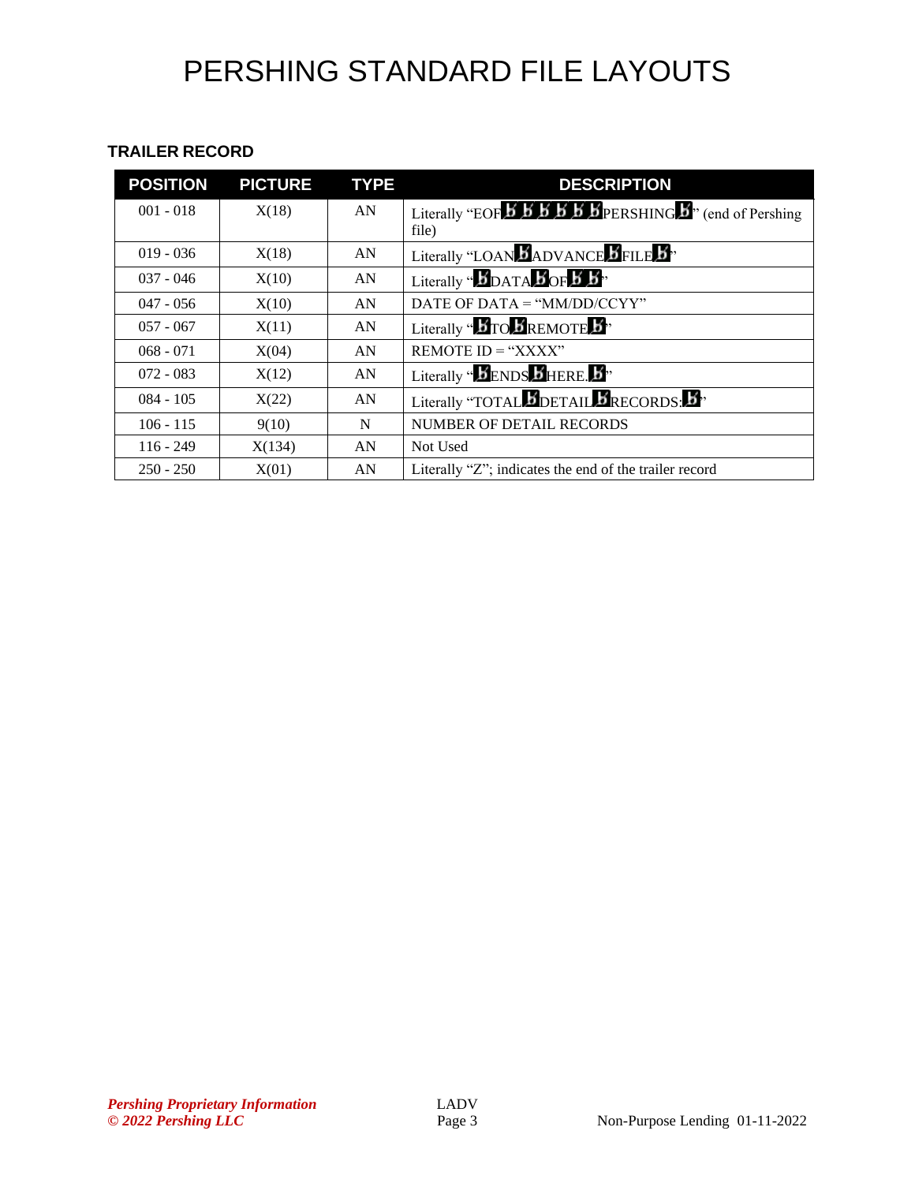### TRAILER RECORD

| POSITION | PICTURE | TYPE | DESCRIPTION |
|---|---|---|---|
| 001 - 018 | X(18) | AN | Literally "EOFƀƀƀƀƀƀPERSHINGƀ" (end of Pershing file) |
| 019 - 036 | X(18) | AN | Literally "LOANƀADVANCEƀFILEƀ" |
| 037 - 046 | X(10) | AN | Literally "ƀDATAƀOFƀƀ" |
| 047 - 056 | X(10) | AN | DATE OF DATA = "MM/DD/CCYY" |
| 057 - 067 | X(11) | AN | Literally "ƀTOƀREMOTEƀ" |
| 068 - 071 | X(04) | AN | REMOTE ID = "XXXX" |
| 072 - 083 | X(12) | AN | Literally "ƀENDSƀHERE.ƀ" |
| 084 - 105 | X(22) | AN | Literally "TOTALƀDETAILƀRECORDS:ƀ" |
| 106 - 115 | 9(10) | N | NUMBER OF DETAIL RECORDS |
| 116 - 249 | X(134) | AN | Not Used |
| 250 - 250 | X(01) | AN | Literally "Z"; indicates the end of the trailer record |